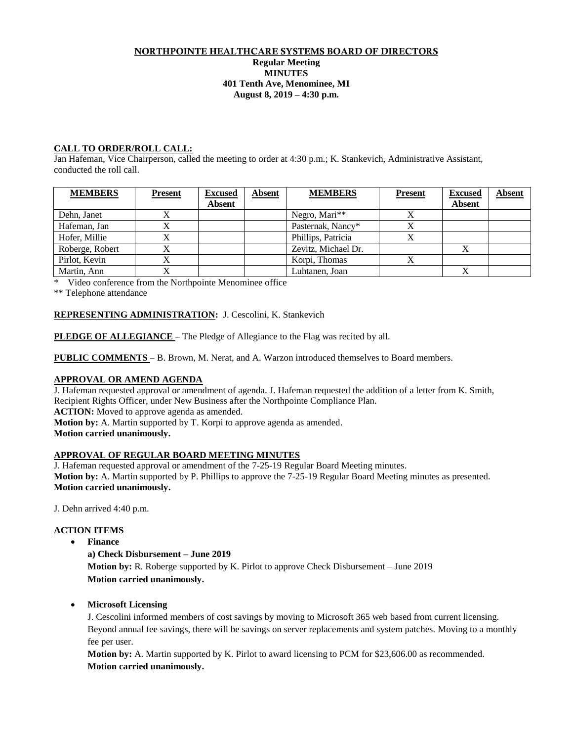# NORTHPOINTE HEALTHCARE SYSTEMS BOARD OF DIRECTORS

**Regular Meeting**
**MINUTES**
**401 Tenth Ave, Menominee, MI**
**August 8, 2019 – 4:30 p.m.**

**CALL TO ORDER/ROLL CALL:**
Jan Hafeman, Vice Chairperson, called the meeting to order at 4:30 p.m.; K. Stankevich, Administrative Assistant, conducted the roll call.

| MEMBERS | Present | Excused Absent | Absent | MEMBERS | Present | Excused Absent | Absent |
|---|---|---|---|---|---|---|---|
| Dehn, Janet | X | | | Negro, Mari** | X | | |
| Hafeman, Jan | X | | | Pasternak, Nancy* | X | | |
| Hofer, Millie | X | | | Phillips, Patricia | X | | |
| Roberge, Robert | X | | | Zevitz, Michael Dr. | | X | |
| Pirlot, Kevin | X | | | Korpi, Thomas | X | | |
| Martin, Ann | X | | | Luhtanen, Joan | | X | |

\* Video conference from the Northpointe Menominee office

** Telephone attendance

**REPRESENTING ADMINISTRATION:** J. Cescolini, K. Stankevich

**PLEDGE OF ALLEGIANCE –** The Pledge of Allegiance to the Flag was recited by all.

**PUBLIC COMMENTS** – B. Brown, M. Nerat, and A. Warzon introduced themselves to Board members.

**APPROVAL OR AMEND AGENDA**

J. Hafeman requested approval or amendment of agenda. J. Hafeman requested the addition of a letter from K. Smith, Recipient Rights Officer, under New Business after the Northpointe Compliance Plan.

**ACTION:** Moved to approve agenda as amended.

**Motion by:** A. Martin supported by T. Korpi to approve agenda as amended.

**Motion carried unanimously.**

**APPROVAL OF REGULAR BOARD MEETING MINUTES**

J. Hafeman requested approval or amendment of the 7-25-19 Regular Board Meeting minutes.

**Motion by:** A. Martin supported by P. Phillips to approve the 7-25-19 Regular Board Meeting minutes as presented.

**Motion carried unanimously.**

J. Dehn arrived 4:40 p.m.

**ACTION ITEMS**

- **Finance**

  **a) Check Disbursement – June 2019**

  **Motion by:** R. Roberge supported by K. Pirlot to approve Check Disbursement – June 2019

  **Motion carried unanimously.**

- **Microsoft Licensing**

  J. Cescolini informed members of cost savings by moving to Microsoft 365 web based from current licensing. Beyond annual fee savings, there will be savings on server replacements and system patches. Moving to a monthly fee per user.

  **Motion by:** A. Martin supported by K. Pirlot to award licensing to PCM for $23,606.00 as recommended.

  **Motion carried unanimously.**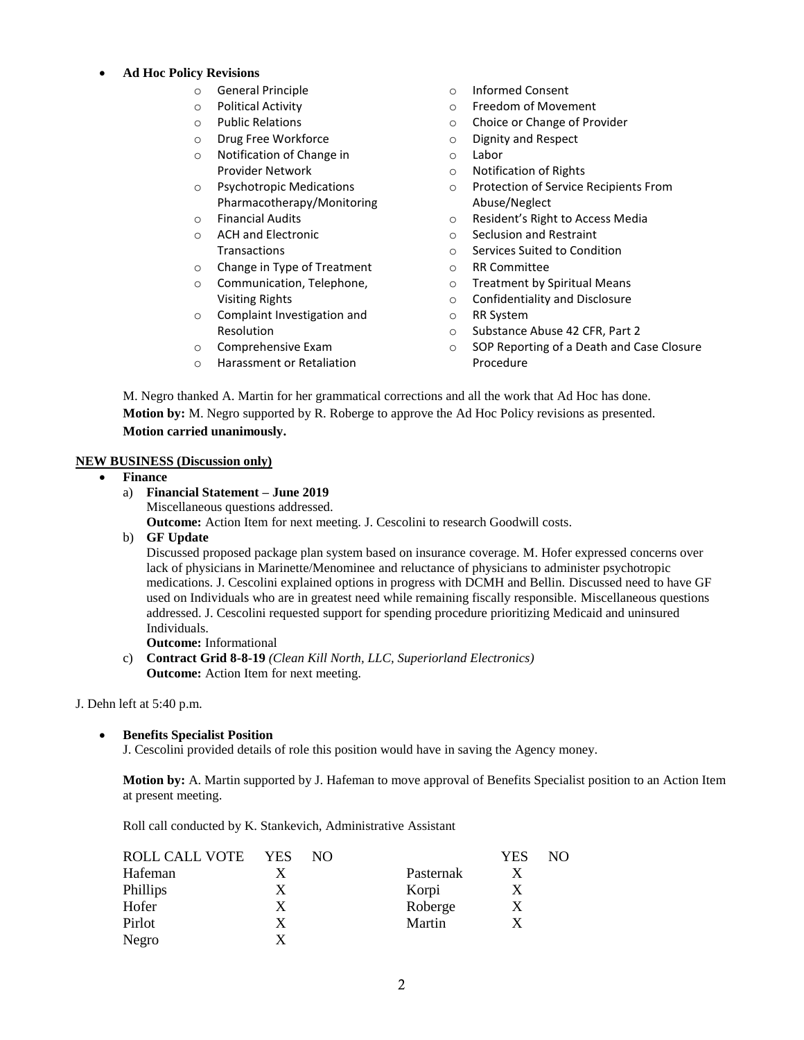- **Ad Hoc Policy Revisions**
  - General Principle
  - Political Activity
  - Public Relations
  - Drug Free Workforce
  - Notification of Change in Provider Network
  - Psychotropic Medications Pharmacotherapy/Monitoring
  - Financial Audits
  - ACH and Electronic Transactions
  - Change in Type of Treatment
  - Communication, Telephone, Visiting Rights
  - Complaint Investigation and Resolution
  - Comprehensive Exam
  - Harassment or Retaliation
  - Informed Consent
  - Freedom of Movement
  - Choice or Change of Provider
  - Dignity and Respect
  - Labor
  - Notification of Rights
  - Protection of Service Recipients From Abuse/Neglect
  - Resident's Right to Access Media
  - Seclusion and Restraint
  - Services Suited to Condition
  - RR Committee
  - Treatment by Spiritual Means
  - Confidentiality and Disclosure
  - RR System
  - Substance Abuse 42 CFR, Part 2
  - SOP Reporting of a Death and Case Closure Procedure

M. Negro thanked A. Martin for her grammatical corrections and all the work that Ad Hoc has done.
**Motion by:** M. Negro supported by R. Roberge to approve the Ad Hoc Policy revisions as presented.
**Motion carried unanimously.**

**NEW BUSINESS (Discussion only)**

- **Finance**
  a) **Financial Statement – June 2019**
  Miscellaneous questions addressed.
  **Outcome:** Action Item for next meeting. J. Cescolini to research Goodwill costs.
  b) **GF Update**
  Discussed proposed package plan system based on insurance coverage. M. Hofer expressed concerns over lack of physicians in Marinette/Menominee and reluctance of physicians to administer psychotropic medications. J. Cescolini explained options in progress with DCMH and Bellin. Discussed need to have GF used on Individuals who are in greatest need while remaining fiscally responsible. Miscellaneous questions addressed. J. Cescolini requested support for spending procedure prioritizing Medicaid and uninsured Individuals.
  **Outcome:** Informational
  c) **Contract Grid 8-8-19** *(Clean Kill North, LLC, Superiorland Electronics)*
  **Outcome:** Action Item for next meeting.

J. Dehn left at 5:40 p.m.

- **Benefits Specialist Position**
  J. Cescolini provided details of role this position would have in saving the Agency money.

**Motion by:** A. Martin supported by J. Hafeman to move approval of Benefits Specialist position to an Action Item at present meeting.

Roll call conducted by K. Stankevich, Administrative Assistant

| ROLL CALL VOTE | YES | NO | | YES | NO |
|---|---|---|---|---|---|
| Hafeman | X | | Pasternak | X | |
| Phillips | X | | Korpi | X | |
| Hofer | X | | Roberge | X | |
| Pirlot | X | | Martin | X | |
| Negro | X | | | | |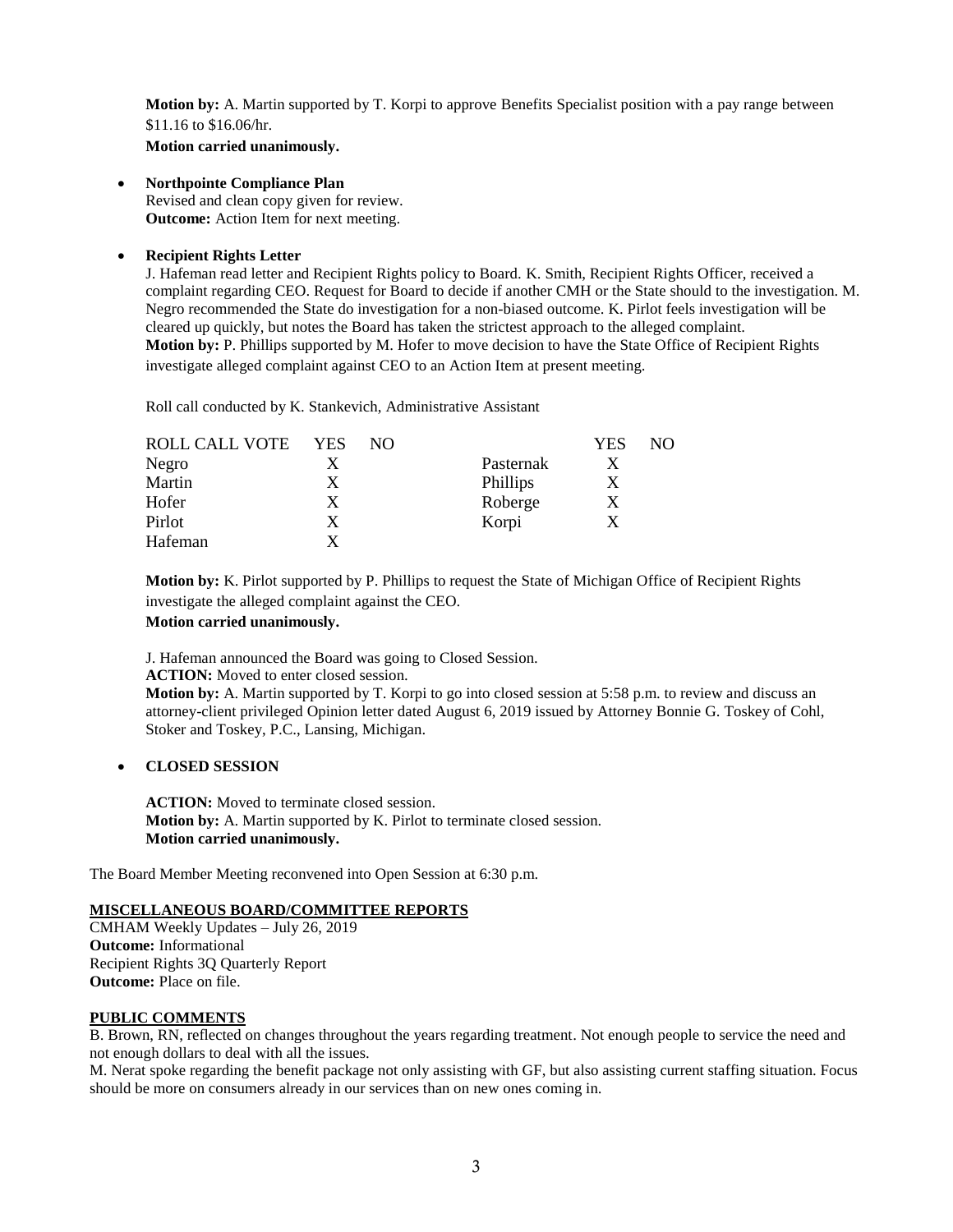**Motion by:** A. Martin supported by T. Korpi to approve Benefits Specialist position with a pay range between \$11.16 to \$16.06/hr.

**Motion carried unanimously.**

- **Northpointe Compliance Plan**
  Revised and clean copy given for review.
  **Outcome:** Action Item for next meeting.

- **Recipient Rights Letter**
  J. Hafeman read letter and Recipient Rights policy to Board. K. Smith, Recipient Rights Officer, received a complaint regarding CEO. Request for Board to decide if another CMH or the State should to the investigation. M. Negro recommended the State do investigation for a non-biased outcome. K. Pirlot feels investigation will be cleared up quickly, but notes the Board has taken the strictest approach to the alleged complaint.
  **Motion by:** P. Phillips supported by M. Hofer to move decision to have the State Office of Recipient Rights investigate alleged complaint against CEO to an Action Item at present meeting.

  Roll call conducted by K. Stankevich, Administrative Assistant

| ROLL CALL VOTE | YES | NO | | YES | NO |
|---|---|---|---|---|---|
| Negro | X | | Pasternak | X | |
| Martin | X | | Phillips | X | |
| Hofer | X | | Roberge | X | |
| Pirlot | X | | Korpi | X | |
| Hafeman | X | | | | |

  **Motion by:** K. Pirlot supported by P. Phillips to request the State of Michigan Office of Recipient Rights investigate the alleged complaint against the CEO.
  **Motion carried unanimously.**

  J. Hafeman announced the Board was going to Closed Session.
  **ACTION:** Moved to enter closed session.
  **Motion by:** A. Martin supported by T. Korpi to go into closed session at 5:58 p.m. to review and discuss an attorney-client privileged Opinion letter dated August 6, 2019 issued by Attorney Bonnie G. Toskey of Cohl, Stoker and Toskey, P.C., Lansing, Michigan.

- **CLOSED SESSION**

  **ACTION:** Moved to terminate closed session.
  **Motion by:** A. Martin supported by K. Pirlot to terminate closed session.
  **Motion carried unanimously.**

The Board Member Meeting reconvened into Open Session at 6:30 p.m.

**MISCELLANEOUS BOARD/COMMITTEE REPORTS**

CMHAM Weekly Updates – July 26, 2019
**Outcome:** Informational
Recipient Rights 3Q Quarterly Report
**Outcome:** Place on file.

**PUBLIC COMMENTS**

B. Brown, RN, reflected on changes throughout the years regarding treatment. Not enough people to service the need and not enough dollars to deal with all the issues.

M. Nerat spoke regarding the benefit package not only assisting with GF, but also assisting current staffing situation. Focus should be more on consumers already in our services than on new ones coming in.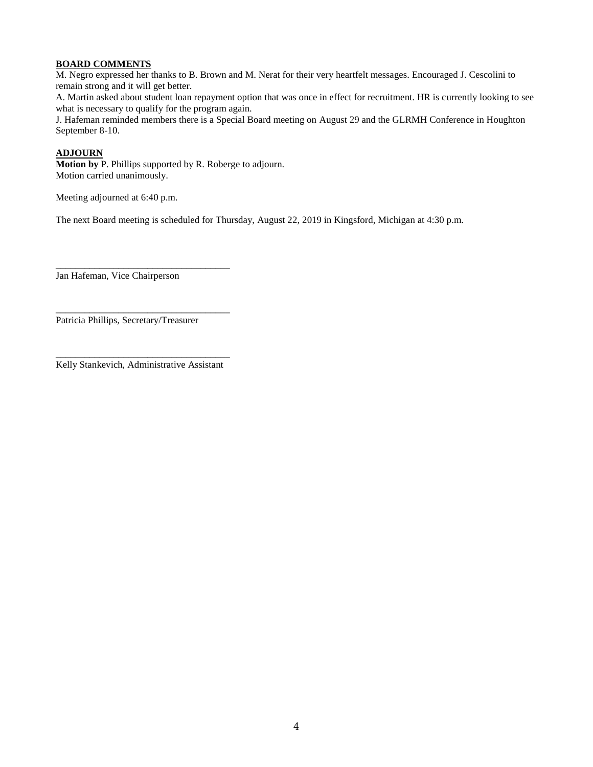**BOARD COMMENTS**

M. Negro expressed her thanks to B. Brown and M. Nerat for their very heartfelt messages. Encouraged J. Cescolini to remain strong and it will get better.

A. Martin asked about student loan repayment option that was once in effect for recruitment. HR is currently looking to see what is necessary to qualify for the program again.

J. Hafeman reminded members there is a Special Board meeting on August 29 and the GLRMH Conference in Houghton September 8-10.

**ADJOURN**

**Motion by** P. Phillips supported by R. Roberge to adjourn.
Motion carried unanimously.

Meeting adjourned at 6:40 p.m.

The next Board meeting is scheduled for Thursday, August 22, 2019 in Kingsford, Michigan at 4:30 p.m.

____________________________________
Jan Hafeman, Vice Chairperson

____________________________________
Patricia Phillips, Secretary/Treasurer

____________________________________
Kelly Stankevich, Administrative Assistant